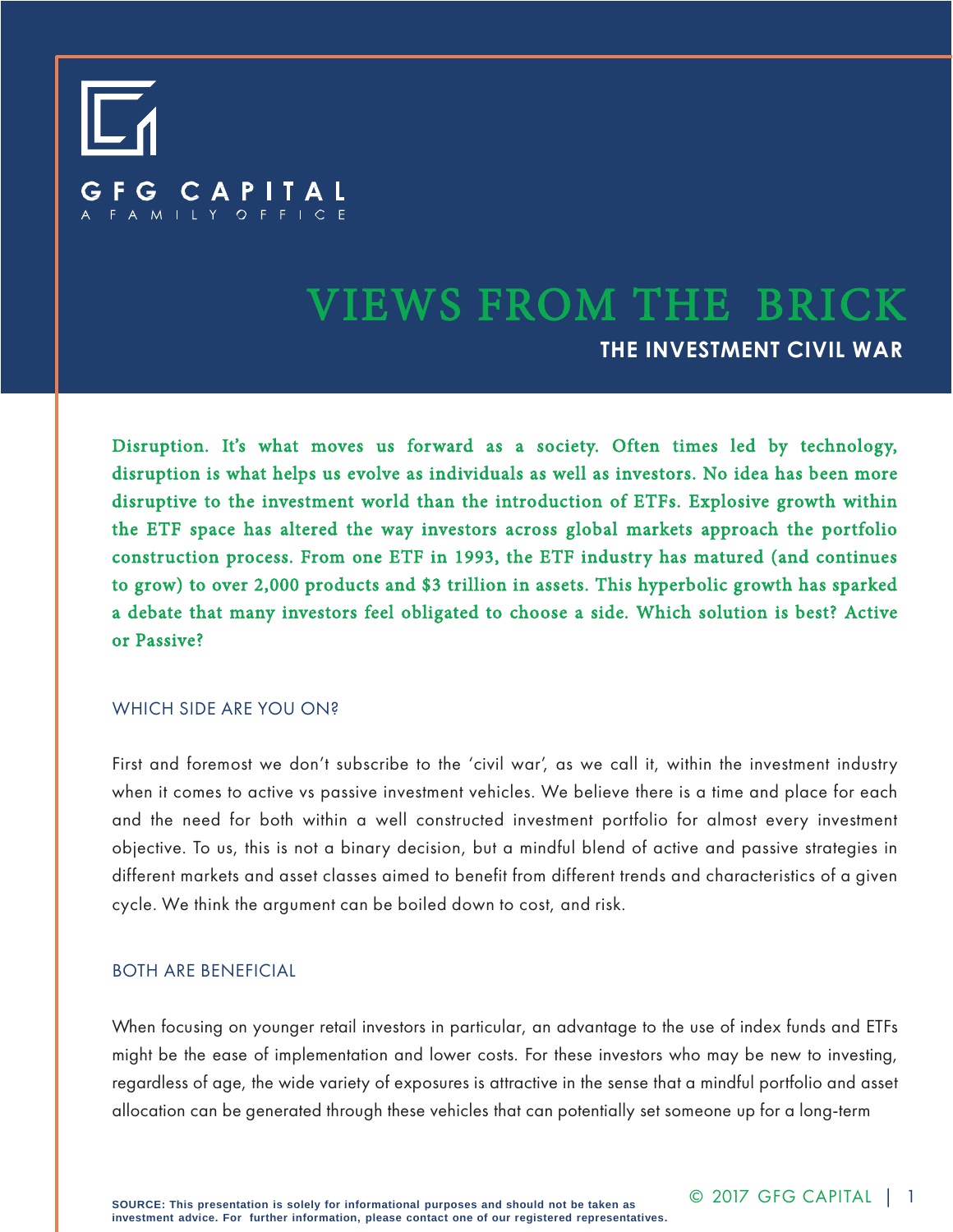GFG CAPITAL

A FAMILY OFFICE

# VIEWS FROM THE BRICK

## THE INVESTMENT CIVIL WAR

**Disruption. It's what moves us forward as a society. Often times led by technology, disruption is what helps us evolve as individuals as well as investors. No idea has been more disruptive to the investment world than the introduction of ETFs. Explosive growth within the ETF space has altered the way investors across global markets approach the portfolio construction process. From one ETF in 1993, the ETF industry has matured (and continues to grow) to over 2,000 products and $3 trillion in assets. This hyperbolic growth has sparked a debate that many investors feel obligated to choose a side. Which solution is best? Active or Passive?**

### WHICH SIDE ARE YOU ON?

First and foremost we don't subscribe to the 'civil war', as we call it, within the investment industry when it comes to active vs passive investment vehicles. We believe there is a time and place for each and the need for both within a well constructed investment portfolio for almost every investment objective. To us, this is not a binary decision, but a mindful blend of active and passive strategies in different markets and asset classes aimed to benefit from different trends and characteristics of a given cycle. We think the argument can be boiled down to cost, and risk.

### BOTH ARE BENEFICIAL

When focusing on younger retail investors in particular, an advantage to the use of index funds and ETFs might be the ease of implementation and lower costs. For these investors who may be new to investing, regardless of age, the wide variety of exposures is attractive in the sense that a mindful portfolio and asset allocation can be generated through these vehicles that can potentially set someone up for a long-term

SOURCE: This presentation is solely for informational purposes and should not be taken as investment advice. For further information, please contact one of our registered representatives.

© 2017 GFG CAPITAL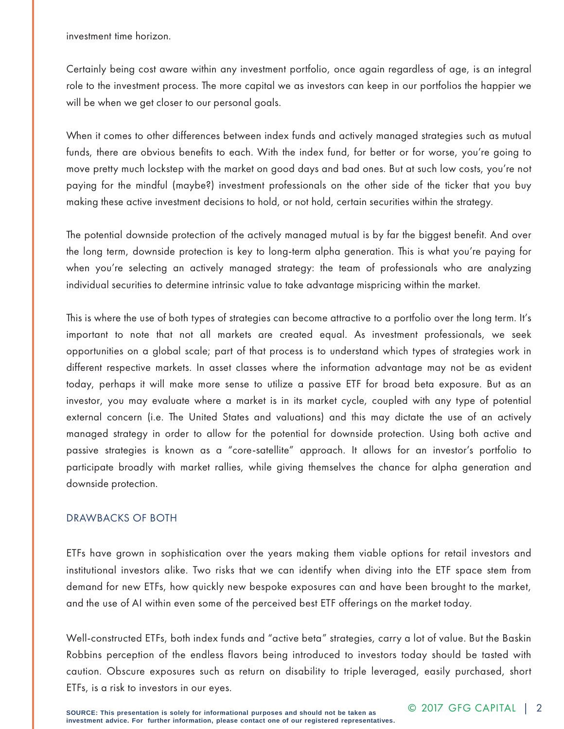investment time horizon.

Certainly being cost aware within any investment portfolio, once again regardless of age, is an integral role to the investment process. The more capital we as investors can keep in our portfolios the happier we will be when we get closer to our personal goals.

When it comes to other differences between index funds and actively managed strategies such as mutual funds, there are obvious benefits to each. With the index fund, for better or for worse, you're going to move pretty much lockstep with the market on good days and bad ones. But at such low costs, you're not paying for the mindful (maybe?) investment professionals on the other side of the ticker that you buy making these active investment decisions to hold, or not hold, certain securities within the strategy.

The potential downside protection of the actively managed mutual is by far the biggest benefit. And over the long term, downside protection is key to long-term alpha generation. This is what you're paying for when you're selecting an actively managed strategy: the team of professionals who are analyzing individual securities to determine intrinsic value to take advantage mispricing within the market.

This is where the use of both types of strategies can become attractive to a portfolio over the long term. It's important to note that not all markets are created equal. As investment professionals, we seek opportunities on a global scale; part of that process is to understand which types of strategies work in different respective markets. In asset classes where the information advantage may not be as evident today, perhaps it will make more sense to utilize a passive ETF for broad beta exposure. But as an investor, you may evaluate where a market is in its market cycle, coupled with any type of potential external concern (i.e. The United States and valuations) and this may dictate the use of an actively managed strategy in order to allow for the potential for downside protection. Using both active and passive strategies is known as a "core-satellite" approach. It allows for an investor's portfolio to participate broadly with market rallies, while giving themselves the chance for alpha generation and downside protection.

## DRAWBACKS OF BOTH

ETFs have grown in sophistication over the years making them viable options for retail investors and institutional investors alike. Two risks that we can identify when diving into the ETF space stem from demand for new ETFs, how quickly new bespoke exposures can and have been brought to the market, and the use of AI within even some of the perceived best ETF offerings on the market today.

Well-constructed ETFs, both index funds and "active beta" strategies, carry a lot of value. But the Baskin Robbins perception of the endless flavors being introduced to investors today should be tasted with caution. Obscure exposures such as return on disability to triple leveraged, easily purchased, short ETFs, is a risk to investors in our eyes.

**SOURCE: This presentation is solely for informational purposes and should not be taken as investment advice. For further information, please contact one of our registered representatives.**

© 2017 GFG CAPITAL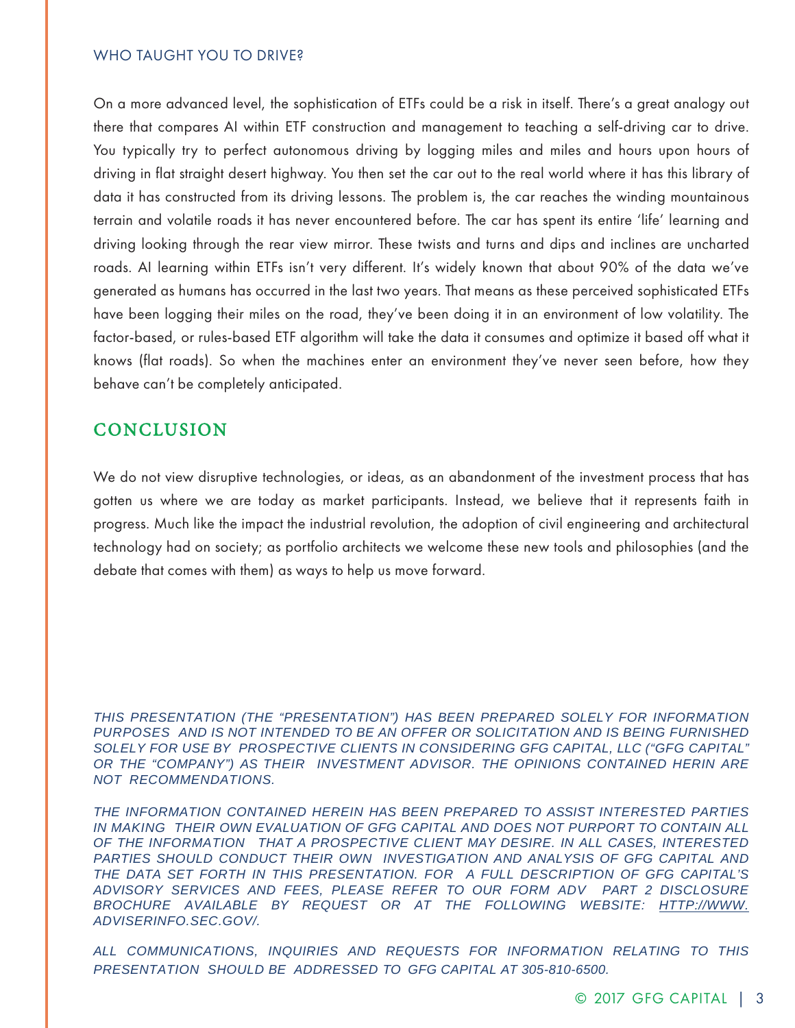### WHO TAUGHT YOU TO DRIVE?

On a more advanced level, the sophistication of ETFs could be a risk in itself. There's a great analogy out there that compares AI within ETF construction and management to teaching a self-driving car to drive. You typically try to perfect autonomous driving by logging miles and miles and hours upon hours of driving in flat straight desert highway. You then set the car out to the real world where it has this library of data it has constructed from its driving lessons. The problem is, the car reaches the winding mountainous terrain and volatile roads it has never encountered before. The car has spent its entire 'life' learning and driving looking through the rear view mirror. These twists and turns and dips and inclines are uncharted roads. AI learning within ETFs isn't very different. It's widely known that about 90% of the data we've generated as humans has occurred in the last two years. That means as these perceived sophisticated ETFs have been logging their miles on the road, they've been doing it in an environment of low volatility. The factor-based, or rules-based ETF algorithm will take the data it consumes and optimize it based off what it knows (flat roads). So when the machines enter an environment they've never seen before, how they behave can't be completely anticipated.

## CONCLUSION

We do not view disruptive technologies, or ideas, as an abandonment of the investment process that has gotten us where we are today as market participants. Instead, we believe that it represents faith in progress. Much like the impact the industrial revolution, the adoption of civil engineering and architectural technology had on society; as portfolio architects we welcome these new tools and philosophies (and the debate that comes with them) as ways to help us move forward.

*THIS PRESENTATION (THE "PRESENTATION") HAS BEEN PREPARED SOLELY FOR INFORMATION PURPOSES AND IS NOT INTENDED TO BE AN OFFER OR SOLICITATION AND IS BEING FURNISHED SOLELY FOR USE BY PROSPECTIVE CLIENTS IN CONSIDERING GFG CAPITAL, LLC ("GFG CAPITAL" OR THE "COMPANY") AS THEIR INVESTMENT ADVISOR. THE OPINIONS CONTAINED HERIN ARE NOT RECOMMENDATIONS.*

*THE INFORMATION CONTAINED HEREIN HAS BEEN PREPARED TO ASSIST INTERESTED PARTIES IN MAKING THEIR OWN EVALUATION OF GFG CAPITAL AND DOES NOT PURPORT TO CONTAIN ALL OF THE INFORMATION THAT A PROSPECTIVE CLIENT MAY DESIRE. IN ALL CASES, INTERESTED PARTIES SHOULD CONDUCT THEIR OWN INVESTIGATION AND ANALYSIS OF GFG CAPITAL AND THE DATA SET FORTH IN THIS PRESENTATION. FOR A FULL DESCRIPTION OF GFG CAPITAL'S ADVISORY SERVICES AND FEES, PLEASE REFER TO OUR FORM ADV PART 2 DISCLOSURE BROCHURE AVAILABLE BY REQUEST OR AT THE FOLLOWING WEBSITE: HTTP://WWW.ADVISERINFO.SEC.GOV/.*

*ALL COMMUNICATIONS, INQUIRIES AND REQUESTS FOR INFORMATION RELATING TO THIS PRESENTATION SHOULD BE ADDRESSED TO GFG CAPITAL AT 305-810-6500.*

© 2017 GFG CAPITAL